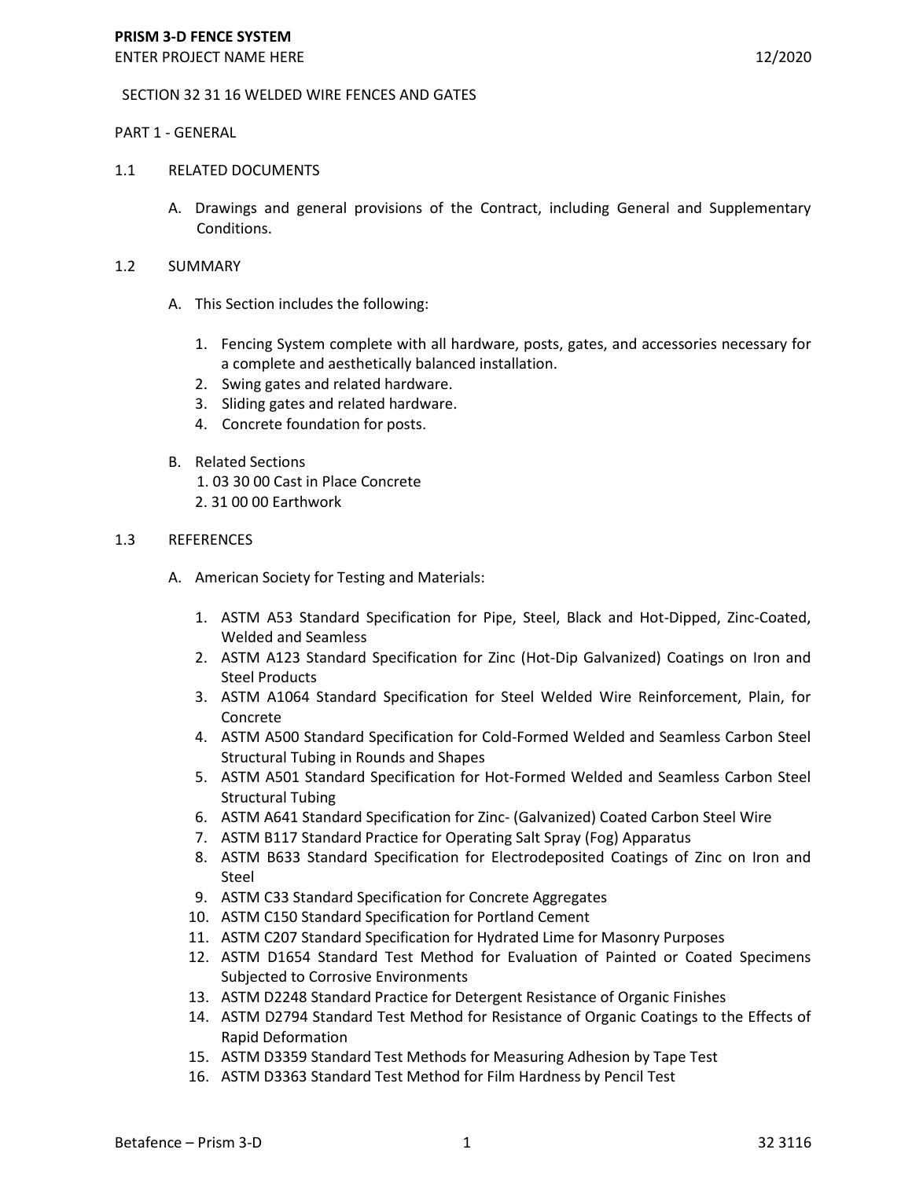# PRISM 3-D FENCE SYSTEM

ENTER PROJECT NAME HERE 12/2020

## SECTION 32 31 16 WELDED WIRE FENCES AND GATES

## PART 1 - GENERAL

### 1.1 RELATED DOCUMENTS

A. Drawings and general provisions of the Contract, including General and Supplementary Conditions.

### 1.2 SUMMARY

A. This Section includes the following:

1. Fencing System complete with all hardware, posts, gates, and accessories necessary for a complete and aesthetically balanced installation.
2. Swing gates and related hardware.
3. Sliding gates and related hardware.
4. Concrete foundation for posts.

B. Related Sections
   1. 03 30 00 Cast in Place Concrete
   2. 31 00 00 Earthwork

### 1.3 REFERENCES

A. American Society for Testing and Materials:

1. ASTM A53 Standard Specification for Pipe, Steel, Black and Hot-Dipped, Zinc-Coated, Welded and Seamless
2. ASTM A123 Standard Specification for Zinc (Hot-Dip Galvanized) Coatings on Iron and Steel Products
3. ASTM A1064 Standard Specification for Steel Welded Wire Reinforcement, Plain, for Concrete
4. ASTM A500 Standard Specification for Cold-Formed Welded and Seamless Carbon Steel Structural Tubing in Rounds and Shapes
5. ASTM A501 Standard Specification for Hot-Formed Welded and Seamless Carbon Steel Structural Tubing
6. ASTM A641 Standard Specification for Zinc- (Galvanized) Coated Carbon Steel Wire
7. ASTM B117 Standard Practice for Operating Salt Spray (Fog) Apparatus
8. ASTM B633 Standard Specification for Electrodeposited Coatings of Zinc on Iron and Steel
9. ASTM C33 Standard Specification for Concrete Aggregates
10. ASTM C150 Standard Specification for Portland Cement
11. ASTM C207 Standard Specification for Hydrated Lime for Masonry Purposes
12. ASTM D1654 Standard Test Method for Evaluation of Painted or Coated Specimens Subjected to Corrosive Environments
13. ASTM D2248 Standard Practice for Detergent Resistance of Organic Finishes
14. ASTM D2794 Standard Test Method for Resistance of Organic Coatings to the Effects of Rapid Deformation
15. ASTM D3359 Standard Test Methods for Measuring Adhesion by Tape Test
16. ASTM D3363 Standard Test Method for Film Hardness by Pencil Test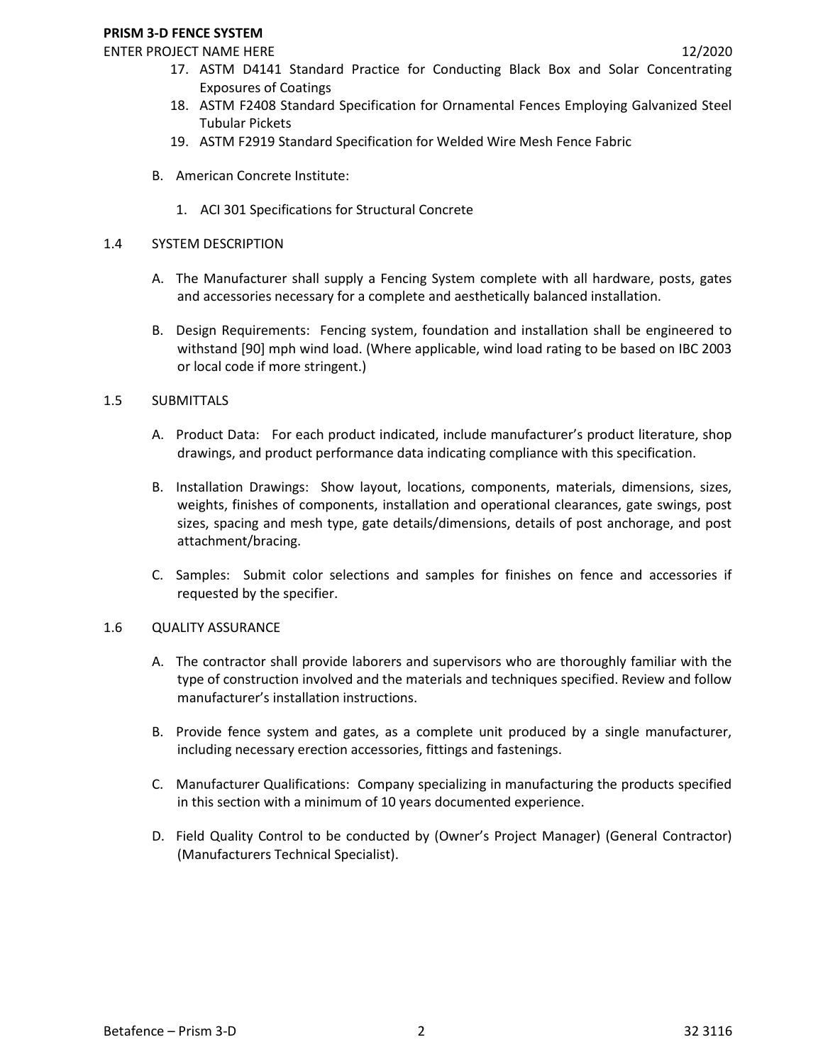17. ASTM D4141 Standard Practice for Conducting Black Box and Solar Concentrating Exposures of Coatings
18. ASTM F2408 Standard Specification for Ornamental Fences Employing Galvanized Steel Tubular Pickets
19. ASTM F2919 Standard Specification for Welded Wire Mesh Fence Fabric

B. American Concrete Institute:

1. ACI 301 Specifications for Structural Concrete

## 1.4 SYSTEM DESCRIPTION

A. The Manufacturer shall supply a Fencing System complete with all hardware, posts, gates and accessories necessary for a complete and aesthetically balanced installation.

B. Design Requirements: Fencing system, foundation and installation shall be engineered to withstand [90] mph wind load. (Where applicable, wind load rating to be based on IBC 2003 or local code if more stringent.)

## 1.5 SUBMITTALS

A. Product Data: For each product indicated, include manufacturer's product literature, shop drawings, and product performance data indicating compliance with this specification.

B. Installation Drawings: Show layout, locations, components, materials, dimensions, sizes, weights, finishes of components, installation and operational clearances, gate swings, post sizes, spacing and mesh type, gate details/dimensions, details of post anchorage, and post attachment/bracing.

C. Samples: Submit color selections and samples for finishes on fence and accessories if requested by the specifier.

## 1.6 QUALITY ASSURANCE

A. The contractor shall provide laborers and supervisors who are thoroughly familiar with the type of construction involved and the materials and techniques specified. Review and follow manufacturer's installation instructions.

B. Provide fence system and gates, as a complete unit produced by a single manufacturer, including necessary erection accessories, fittings and fastenings.

C. Manufacturer Qualifications: Company specializing in manufacturing the products specified in this section with a minimum of 10 years documented experience.

D. Field Quality Control to be conducted by (Owner's Project Manager) (General Contractor) (Manufacturers Technical Specialist).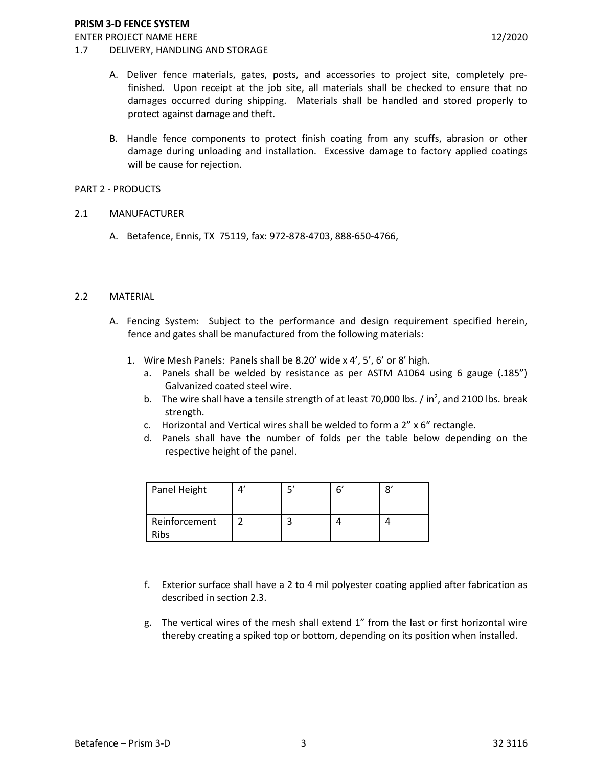1.7 DELIVERY, HANDLING AND STORAGE

A. Deliver fence materials, gates, posts, and accessories to project site, completely pre-finished. Upon receipt at the job site, all materials shall be checked to ensure that no damages occurred during shipping. Materials shall be handled and stored properly to protect against damage and theft.

B. Handle fence components to protect finish coating from any scuffs, abrasion or other damage during unloading and installation. Excessive damage to factory applied coatings will be cause for rejection.

## PART 2 - PRODUCTS

2.1 MANUFACTURER

A. Betafence, Ennis, TX 75119, fax: 972-878-4703, 888-650-4766,

2.2 MATERIAL

A. Fencing System: Subject to the performance and design requirement specified herein, fence and gates shall be manufactured from the following materials:

1. Wire Mesh Panels: Panels shall be 8.20' wide x 4', 5', 6' or 8' high.
   a. Panels shall be welded by resistance as per ASTM A1064 using 6 gauge (.185") Galvanized coated steel wire.
   b. The wire shall have a tensile strength of at least 70,000 lbs. / in$^2$, and 2100 lbs. break strength.
   c. Horizontal and Vertical wires shall be welded to form a 2" x 6" rectangle.
   d. Panels shall have the number of folds per the table below depending on the respective height of the panel.

| Panel Height | 4' | 5' | 6' | 8' |
|---|---|---|---|---|
| Reinforcement Ribs | 2 | 3 | 4 | 4 |

   f. Exterior surface shall have a 2 to 4 mil polyester coating applied after fabrication as described in section 2.3.

   g. The vertical wires of the mesh shall extend 1" from the last or first horizontal wire thereby creating a spiked top or bottom, depending on its position when installed.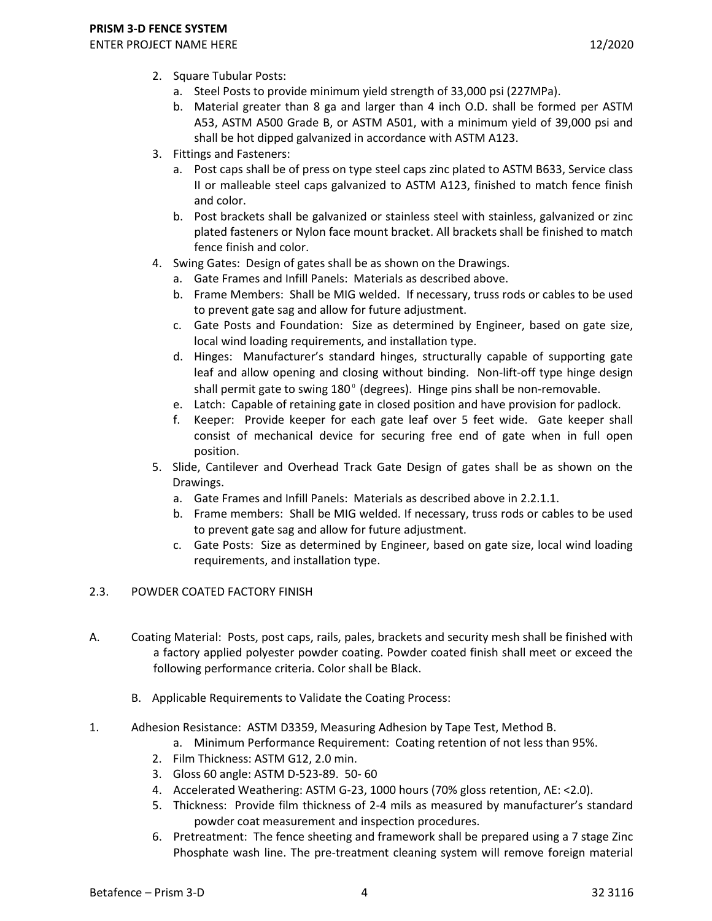2. Square Tubular Posts:
   a. Steel Posts to provide minimum yield strength of 33,000 psi (227MPa).
   b. Material greater than 8 ga and larger than 4 inch O.D. shall be formed per ASTM A53, ASTM A500 Grade B, or ASTM A501, with a minimum yield of 39,000 psi and shall be hot dipped galvanized in accordance with ASTM A123.
3. Fittings and Fasteners:
   a. Post caps shall be of press on type steel caps zinc plated to ASTM B633, Service class II or malleable steel caps galvanized to ASTM A123, finished to match fence finish and color.
   b. Post brackets shall be galvanized or stainless steel with stainless, galvanized or zinc plated fasteners or Nylon face mount bracket. All brackets shall be finished to match fence finish and color.
4. Swing Gates: Design of gates shall be as shown on the Drawings.
   a. Gate Frames and Infill Panels: Materials as described above.
   b. Frame Members: Shall be MIG welded. If necessary, truss rods or cables to be used to prevent gate sag and allow for future adjustment.
   c. Gate Posts and Foundation: Size as determined by Engineer, based on gate size, local wind loading requirements, and installation type.
   d. Hinges: Manufacturer's standard hinges, structurally capable of supporting gate leaf and allow opening and closing without binding. Non-lift-off type hinge design shall permit gate to swing $180^{0}$ (degrees). Hinge pins shall be non-removable.
   e. Latch: Capable of retaining gate in closed position and have provision for padlock.
   f. Keeper: Provide keeper for each gate leaf over 5 feet wide. Gate keeper shall consist of mechanical device for securing free end of gate when in full open position.
5. Slide, Cantilever and Overhead Track Gate Design of gates shall be as shown on the Drawings.
   a. Gate Frames and Infill Panels: Materials as described above in 2.2.1.1.
   b. Frame members: Shall be MIG welded. If necessary, truss rods or cables to be used to prevent gate sag and allow for future adjustment.
   c. Gate Posts: Size as determined by Engineer, based on gate size, local wind loading requirements, and installation type.

## 2.3. POWDER COATED FACTORY FINISH

A. Coating Material: Posts, post caps, rails, pales, brackets and security mesh shall be finished with a factory applied polyester powder coating. Powder coated finish shall meet or exceed the following performance criteria. Color shall be Black.

B. Applicable Requirements to Validate the Coating Process:

1. Adhesion Resistance: ASTM D3359, Measuring Adhesion by Tape Test, Method B.
   a. Minimum Performance Requirement: Coating retention of not less than 95%.
2. Film Thickness: ASTM G12, 2.0 min.
3. Gloss 60 angle: ASTM D-523-89. 50- 60
4. Accelerated Weathering: ASTM G-23, 1000 hours (70% gloss retention, ΛE: <2.0).
5. Thickness: Provide film thickness of 2-4 mils as measured by manufacturer's standard powder coat measurement and inspection procedures.
6. Pretreatment: The fence sheeting and framework shall be prepared using a 7 stage Zinc Phosphate wash line. The pre-treatment cleaning system will remove foreign material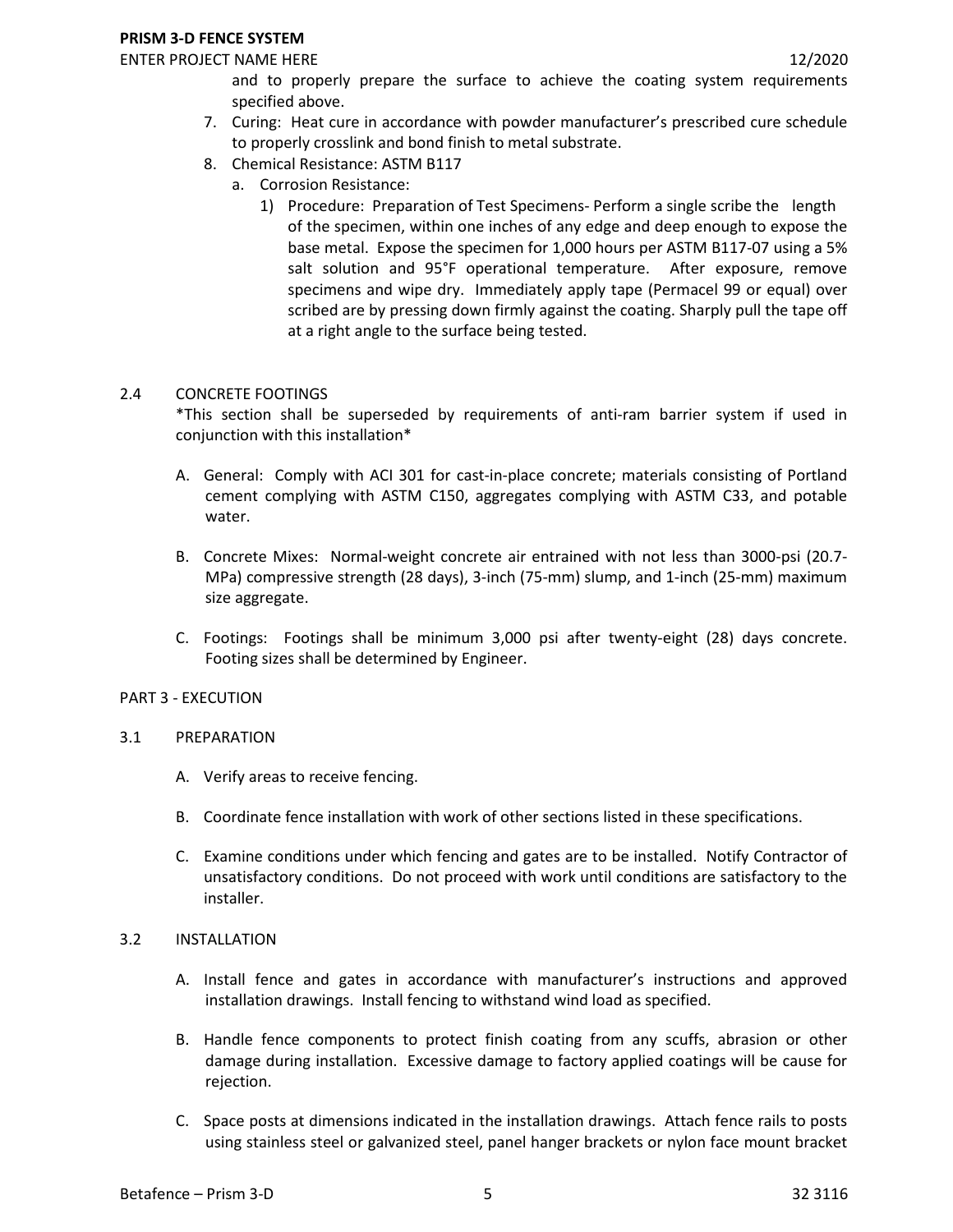and to properly prepare the surface to achieve the coating system requirements specified above.

7. Curing: Heat cure in accordance with powder manufacturer's prescribed cure schedule to properly crosslink and bond finish to metal substrate.
8. Chemical Resistance: ASTM B117
   a. Corrosion Resistance:
      1) Procedure: Preparation of Test Specimens- Perform a single scribe the length of the specimen, within one inches of any edge and deep enough to expose the base metal. Expose the specimen for 1,000 hours per ASTM B117-07 using a 5% salt solution and 95°F operational temperature. After exposure, remove specimens and wipe dry. Immediately apply tape (Permacel 99 or equal) over scribed are by pressing down firmly against the coating. Sharply pull the tape off at a right angle to the surface being tested.

### 2.4 CONCRETE FOOTINGS

*This section shall be superseded by requirements of anti-ram barrier system if used in conjunction with this installation*

A. General: Comply with ACI 301 for cast-in-place concrete; materials consisting of Portland cement complying with ASTM C150, aggregates complying with ASTM C33, and potable water.

B. Concrete Mixes: Normal-weight concrete air entrained with not less than 3000-psi (20.7-MPa) compressive strength (28 days), 3-inch (75-mm) slump, and 1-inch (25-mm) maximum size aggregate.

C. Footings: Footings shall be minimum 3,000 psi after twenty-eight (28) days concrete. Footing sizes shall be determined by Engineer.

## PART 3 - EXECUTION

### 3.1 PREPARATION

A. Verify areas to receive fencing.

B. Coordinate fence installation with work of other sections listed in these specifications.

C. Examine conditions under which fencing and gates are to be installed. Notify Contractor of unsatisfactory conditions. Do not proceed with work until conditions are satisfactory to the installer.

### 3.2 INSTALLATION

A. Install fence and gates in accordance with manufacturer's instructions and approved installation drawings. Install fencing to withstand wind load as specified.

B. Handle fence components to protect finish coating from any scuffs, abrasion or other damage during installation. Excessive damage to factory applied coatings will be cause for rejection.

C. Space posts at dimensions indicated in the installation drawings. Attach fence rails to posts using stainless steel or galvanized steel, panel hanger brackets or nylon face mount bracket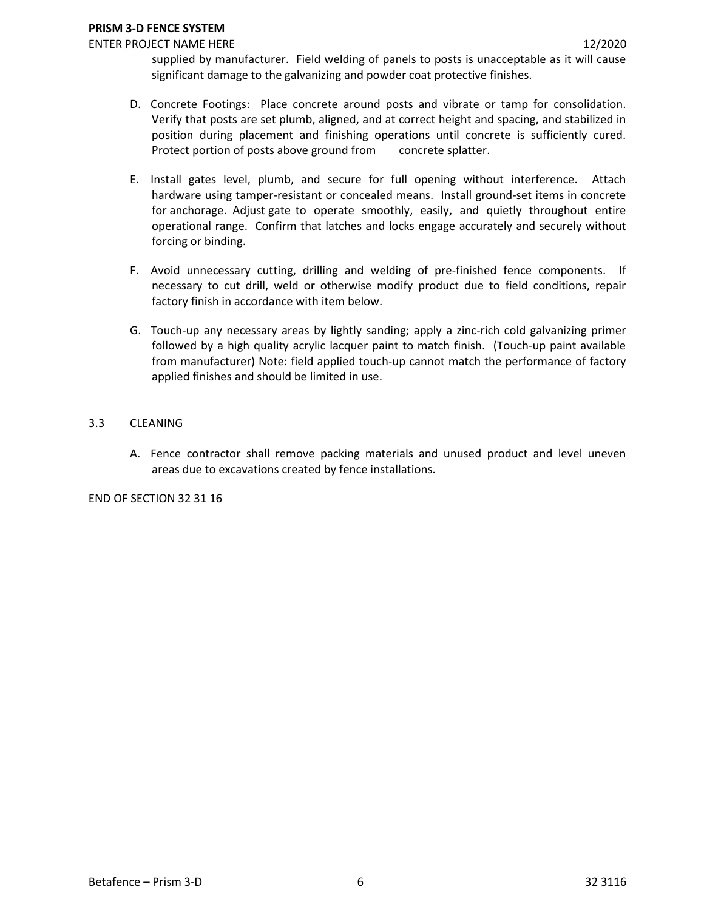supplied by manufacturer. Field welding of panels to posts is unacceptable as it will cause significant damage to the galvanizing and powder coat protective finishes.

D. Concrete Footings: Place concrete around posts and vibrate or tamp for consolidation. Verify that posts are set plumb, aligned, and at correct height and spacing, and stabilized in position during placement and finishing operations until concrete is sufficiently cured. Protect portion of posts above ground from concrete splatter.

E. Install gates level, plumb, and secure for full opening without interference. Attach hardware using tamper-resistant or concealed means. Install ground-set items in concrete for anchorage. Adjust gate to operate smoothly, easily, and quietly throughout entire operational range. Confirm that latches and locks engage accurately and securely without forcing or binding.

F. Avoid unnecessary cutting, drilling and welding of pre-finished fence components. If necessary to cut drill, weld or otherwise modify product due to field conditions, repair factory finish in accordance with item below.

G. Touch-up any necessary areas by lightly sanding; apply a zinc-rich cold galvanizing primer followed by a high quality acrylic lacquer paint to match finish. (Touch-up paint available from manufacturer) Note: field applied touch-up cannot match the performance of factory applied finishes and should be limited in use.

## 3.3 CLEANING

A. Fence contractor shall remove packing materials and unused product and level uneven areas due to excavations created by fence installations.

END OF SECTION 32 31 16